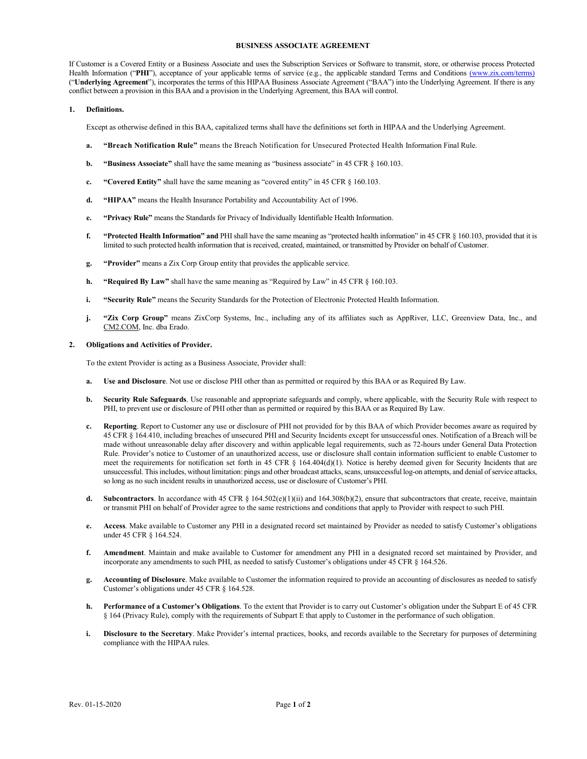# BUSINESS ASSOCIATE AGREEMENT

If Customer is a Covered Entity or a Business Associate and uses the Subscription Services or Software to transmit, store, or otherwise process Protected Health Information ("**PHI**"), acceptance of your applicable terms of service (e.g., the applicable standard Terms and Conditions (www.zix.com/terms) ("**Underlying Agreement**"), incorporates the terms of this HIPAA Business Associate Agreement ("BAA") into the Underlying Agreement. If there is any conflict between a provision in this BAA and a provision in the Underlying Agreement, this BAA will control.

## 1. Definitions.

Except as otherwise defined in this BAA, capitalized terms shall have the definitions set forth in HIPAA and the Underlying Agreement.

a. **"Breach Notification Rule"** means the Breach Notification for Unsecured Protected Health Information Final Rule.

b. **"Business Associate"** shall have the same meaning as "business associate" in 45 CFR § 160.103.

c. **"Covered Entity"** shall have the same meaning as "covered entity" in 45 CFR § 160.103.

d. **"HIPAA"** means the Health Insurance Portability and Accountability Act of 1996.

e. **"Privacy Rule"** means the Standards for Privacy of Individually Identifiable Health Information.

f. **"Protected Health Information" and** PHI shall have the same meaning as "protected health information" in 45 CFR § 160.103, provided that it is limited to such protected health information that is received, created, maintained, or transmitted by Provider on behalf of Customer.

g. **"Provider"** means a Zix Corp Group entity that provides the applicable service.

h. **"Required By Law"** shall have the same meaning as "Required by Law" in 45 CFR § 160.103.

i. **"Security Rule"** means the Security Standards for the Protection of Electronic Protected Health Information.

j. **"Zix Corp Group"** means ZixCorp Systems, Inc., including any of its affiliates such as AppRiver, LLC, Greenview Data, Inc., and CM2.COM, Inc. dba Erado.

## 2. Obligations and Activities of Provider.

To the extent Provider is acting as a Business Associate, Provider shall:

a. **Use and Disclosure**. Not use or disclose PHI other than as permitted or required by this BAA or as Required By Law.

b. **Security Rule Safeguards**. Use reasonable and appropriate safeguards and comply, where applicable, with the Security Rule with respect to PHI, to prevent use or disclosure of PHI other than as permitted or required by this BAA or as Required By Law.

c. **Reporting**. Report to Customer any use or disclosure of PHI not provided for by this BAA of which Provider becomes aware as required by 45 CFR § 164.410, including breaches of unsecured PHI and Security Incidents except for unsuccessful ones. Notification of a Breach will be made without unreasonable delay after discovery and within applicable legal requirements, such as 72-hours under General Data Protection Rule. Provider's notice to Customer of an unauthorized access, use or disclosure shall contain information sufficient to enable Customer to meet the requirements for notification set forth in 45 CFR § 164.404(d)(1). Notice is hereby deemed given for Security Incidents that are unsuccessful. This includes, without limitation: pings and other broadcast attacks, scans, unsuccessful log-on attempts, and denial of service attacks, so long as no such incident results in unauthorized access, use or disclosure of Customer's PHI.

d. **Subcontractors**. In accordance with 45 CFR § 164.502(e)(1)(ii) and 164.308(b)(2), ensure that subcontractors that create, receive, maintain or transmit PHI on behalf of Provider agree to the same restrictions and conditions that apply to Provider with respect to such PHI.

e. **Access**. Make available to Customer any PHI in a designated record set maintained by Provider as needed to satisfy Customer's obligations under 45 CFR § 164.524.

f. **Amendment**. Maintain and make available to Customer for amendment any PHI in a designated record set maintained by Provider, and incorporate any amendments to such PHI, as needed to satisfy Customer's obligations under 45 CFR § 164.526.

g. **Accounting of Disclosure**. Make available to Customer the information required to provide an accounting of disclosures as needed to satisfy Customer's obligations under 45 CFR § 164.528.

h. **Performance of a Customer's Obligations**. To the extent that Provider is to carry out Customer's obligation under the Subpart E of 45 CFR § 164 (Privacy Rule), comply with the requirements of Subpart E that apply to Customer in the performance of such obligation.

i. **Disclosure to the Secretary**. Make Provider's internal practices, books, and records available to the Secretary for purposes of determining compliance with the HIPAA rules.

Rev. 01-15-2020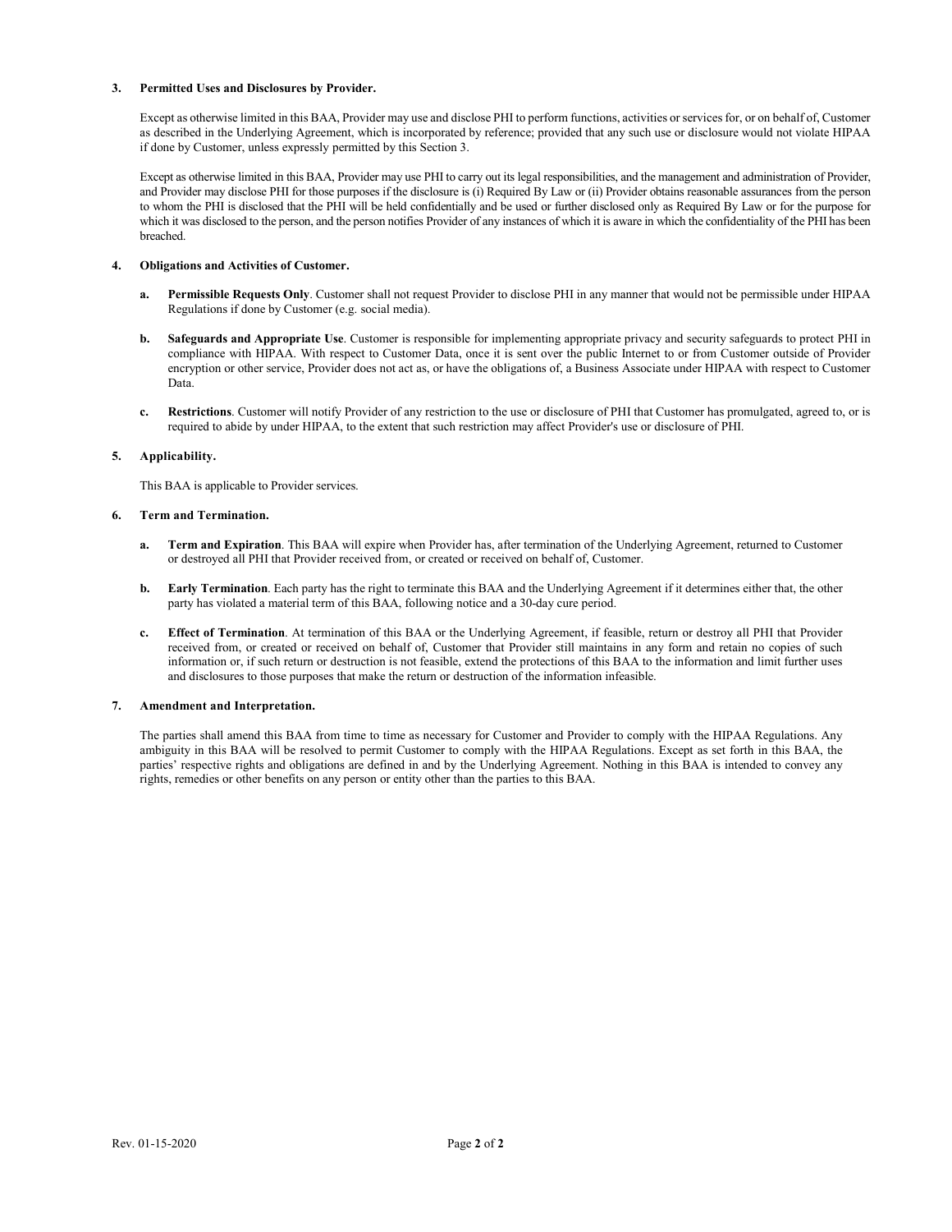**3. Permitted Uses and Disclosures by Provider.**

Except as otherwise limited in this BAA, Provider may use and disclose PHI to perform functions, activities or services for, or on behalf of, Customer as described in the Underlying Agreement, which is incorporated by reference; provided that any such use or disclosure would not violate HIPAA if done by Customer, unless expressly permitted by this Section 3.

Except as otherwise limited in this BAA, Provider may use PHI to carry out its legal responsibilities, and the management and administration of Provider, and Provider may disclose PHI for those purposes if the disclosure is (i) Required By Law or (ii) Provider obtains reasonable assurances from the person to whom the PHI is disclosed that the PHI will be held confidentially and be used or further disclosed only as Required By Law or for the purpose for which it was disclosed to the person, and the person notifies Provider of any instances of which it is aware in which the confidentiality of the PHI has been breached.

**4. Obligations and Activities of Customer.**

**a. Permissible Requests Only**. Customer shall not request Provider to disclose PHI in any manner that would not be permissible under HIPAA Regulations if done by Customer (e.g. social media).

**b. Safeguards and Appropriate Use**. Customer is responsible for implementing appropriate privacy and security safeguards to protect PHI in compliance with HIPAA. With respect to Customer Data, once it is sent over the public Internet to or from Customer outside of Provider encryption or other service, Provider does not act as, or have the obligations of, a Business Associate under HIPAA with respect to Customer Data.

**c. Restrictions**. Customer will notify Provider of any restriction to the use or disclosure of PHI that Customer has promulgated, agreed to, or is required to abide by under HIPAA, to the extent that such restriction may affect Provider's use or disclosure of PHI.

**5. Applicability.**

This BAA is applicable to Provider services.

**6. Term and Termination.**

**a. Term and Expiration**. This BAA will expire when Provider has, after termination of the Underlying Agreement, returned to Customer or destroyed all PHI that Provider received from, or created or received on behalf of, Customer.

**b. Early Termination**. Each party has the right to terminate this BAA and the Underlying Agreement if it determines either that, the other party has violated a material term of this BAA, following notice and a 30-day cure period.

**c. Effect of Termination**. At termination of this BAA or the Underlying Agreement, if feasible, return or destroy all PHI that Provider received from, or created or received on behalf of, Customer that Provider still maintains in any form and retain no copies of such information or, if such return or destruction is not feasible, extend the protections of this BAA to the information and limit further uses and disclosures to those purposes that make the return or destruction of the information infeasible.

**7. Amendment and Interpretation.**

The parties shall amend this BAA from time to time as necessary for Customer and Provider to comply with the HIPAA Regulations. Any ambiguity in this BAA will be resolved to permit Customer to comply with the HIPAA Regulations. Except as set forth in this BAA, the parties' respective rights and obligations are defined in and by the Underlying Agreement. Nothing in this BAA is intended to convey any rights, remedies or other benefits on any person or entity other than the parties to this BAA.

Rev. 01-15-2020